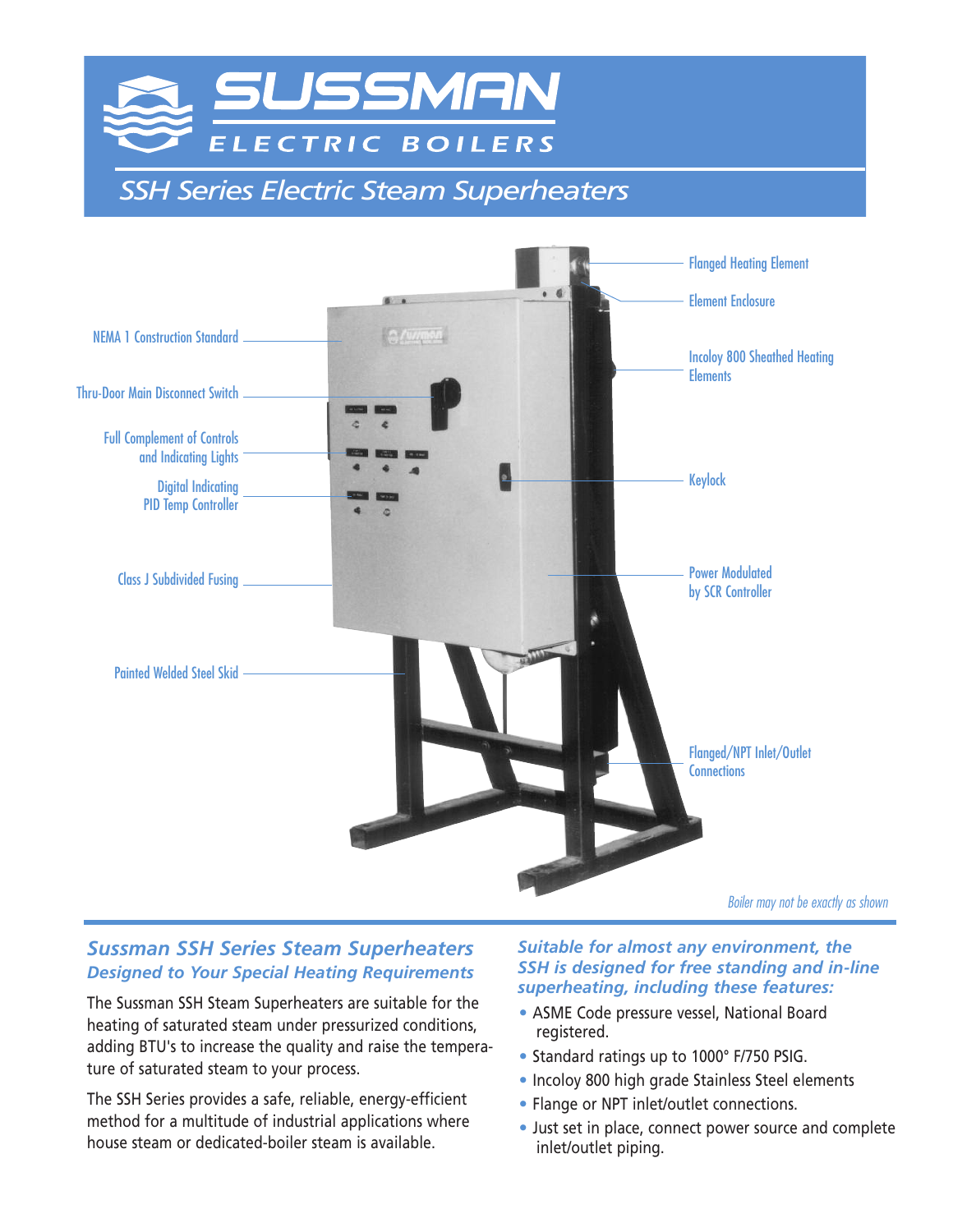# SUSSMAN

ELECTRIC BOILERS

## SSH Series Electric Steam Superheaters

NEMA 1 Construction Standard

Thru-Door Main Disconnect Switch

Full Complement of Controls and Indicating Lights

Digital Indicating PID Temp Controller

Class J Subdivided Fusing

Painted Welded Steel Skid

Flanged Heating Element

Element Enclosure

Incoloy 800 Sheathed Heating Elements

Keylock

Power Modulated by SCR Controller

Flanged/NPT Inlet/Outlet Connections

*Boiler may not be exactly as shown*

### Sussman SSH Series Steam Superheaters Designed to Your Special Heating Requirements

The Sussman SSH Steam Superheaters are suitable for the heating of saturated steam under pressurized conditions, adding BTU's to increase the quality and raise the temperature of saturated steam to your process.

The SSH Series provides a safe, reliable, energy-efficient method for a multitude of industrial applications where house steam or dedicated-boiler steam is available.

### *Suitable for almost any environment, the SSH is designed for free standing and in-line superheating, including these features:*

- ASME Code pressure vessel, National Board registered.
- Standard ratings up to 1000° F/750 PSIG.
- Incoloy 800 high grade Stainless Steel elements
- Flange or NPT inlet/outlet connections.
- Just set in place, connect power source and complete inlet/outlet piping.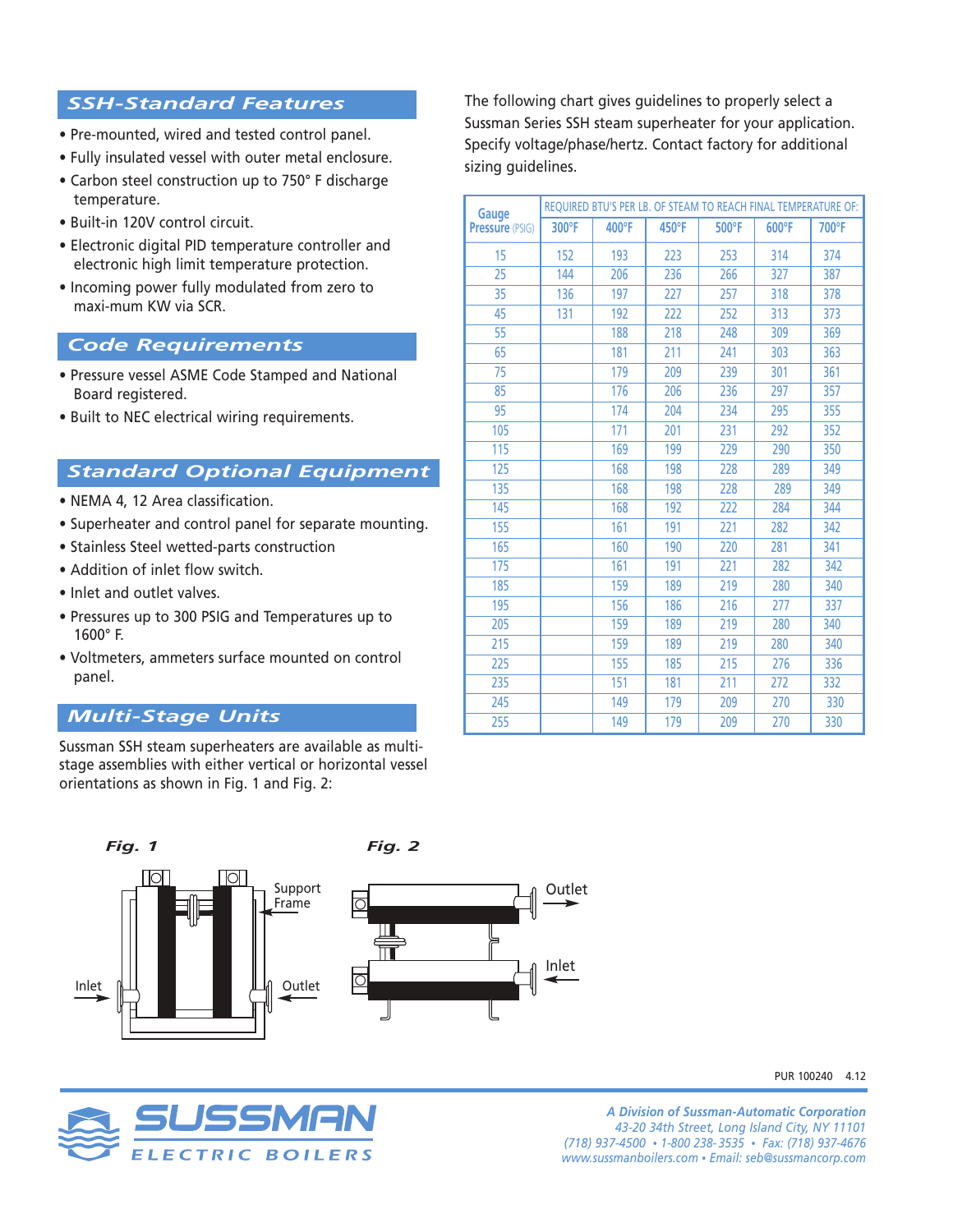## SSH-Standard Features

- Pre-mounted, wired and tested control panel.
- Fully insulated vessel with outer metal enclosure.
- Carbon steel construction up to 750° F discharge temperature.
- Built-in 120V control circuit.
- Electronic digital PID temperature controller and electronic high limit temperature protection.
- Incoming power fully modulated from zero to maxi-mum KW via SCR.

## Code Requirements

- Pressure vessel ASME Code Stamped and National Board registered.
- Built to NEC electrical wiring requirements.

## Standard Optional Equipment

- NEMA 4, 12 Area classification.
- Superheater and control panel for separate mounting.
- Stainless Steel wetted-parts construction
- Addition of inlet flow switch.
- Inlet and outlet valves.
- Pressures up to 300 PSIG and Temperatures up to 1600° F.
- Voltmeters, ammeters surface mounted on control panel.

## Multi-Stage Units

Sussman SSH steam superheaters are available as multi-stage assemblies with either vertical or horizontal vessel orientations as shown in Fig. 1 and Fig. 2:

The following chart gives guidelines to properly select a Sussman Series SSH steam superheater for your application. Specify voltage/phase/hertz. Contact factory for additional sizing guidelines.

| Gauge Pressure (PSIG) | REQUIRED BTU'S PER LB. OF STEAM TO REACH FINAL TEMPERATURE OF: | | | | | |
|---|---|---|---|---|---|---|
| | 300°F | 400°F | 450°F | 500°F | 600°F | 700°F |
| 15 | 152 | 193 | 223 | 253 | 314 | 374 |
| 25 | 144 | 206 | 236 | 266 | 327 | 387 |
| 35 | 136 | 197 | 227 | 257 | 318 | 378 |
| 45 | 131 | 192 | 222 | 252 | 313 | 373 |
| 55 | | 188 | 218 | 248 | 309 | 369 |
| 65 | | 181 | 211 | 241 | 303 | 363 |
| 75 | | 179 | 209 | 239 | 301 | 361 |
| 85 | | 176 | 206 | 236 | 297 | 357 |
| 95 | | 174 | 204 | 234 | 295 | 355 |
| 105 | | 171 | 201 | 231 | 292 | 352 |
| 115 | | 169 | 199 | 229 | 290 | 350 |
| 125 | | 168 | 198 | 228 | 289 | 349 |
| 135 | | 168 | 198 | 228 | 289 | 349 |
| 145 | | 168 | 192 | 222 | 284 | 344 |
| 155 | | 161 | 191 | 221 | 282 | 342 |
| 165 | | 160 | 190 | 220 | 281 | 341 |
| 175 | | 161 | 191 | 221 | 282 | 342 |
| 185 | | 159 | 189 | 219 | 280 | 340 |
| 195 | | 156 | 186 | 216 | 277 | 337 |
| 205 | | 159 | 189 | 219 | 280 | 340 |
| 215 | | 159 | 189 | 219 | 280 | 340 |
| 225 | | 155 | 185 | 215 | 276 | 336 |
| 235 | | 151 | 181 | 211 | 272 | 332 |
| 245 | | 149 | 179 | 209 | 270 | 330 |
| 255 | | 149 | 179 | 209 | 270 | 330 |

*Fig. 1*

Support Frame
Inlet
Outlet

*Fig. 2*

Outlet
Inlet

PUR 100240 4.12

SUSSMAN ELECTRIC BOILERS

*A Division of Sussman-Automatic Corporation*
*43-20 34th Street, Long Island City, NY 11101*
*(718) 937-4500 • 1-800 238-3535 • Fax: (718) 937-4676*
*www.sussmanboilers.com • Email: seb@sussmancorp.com*